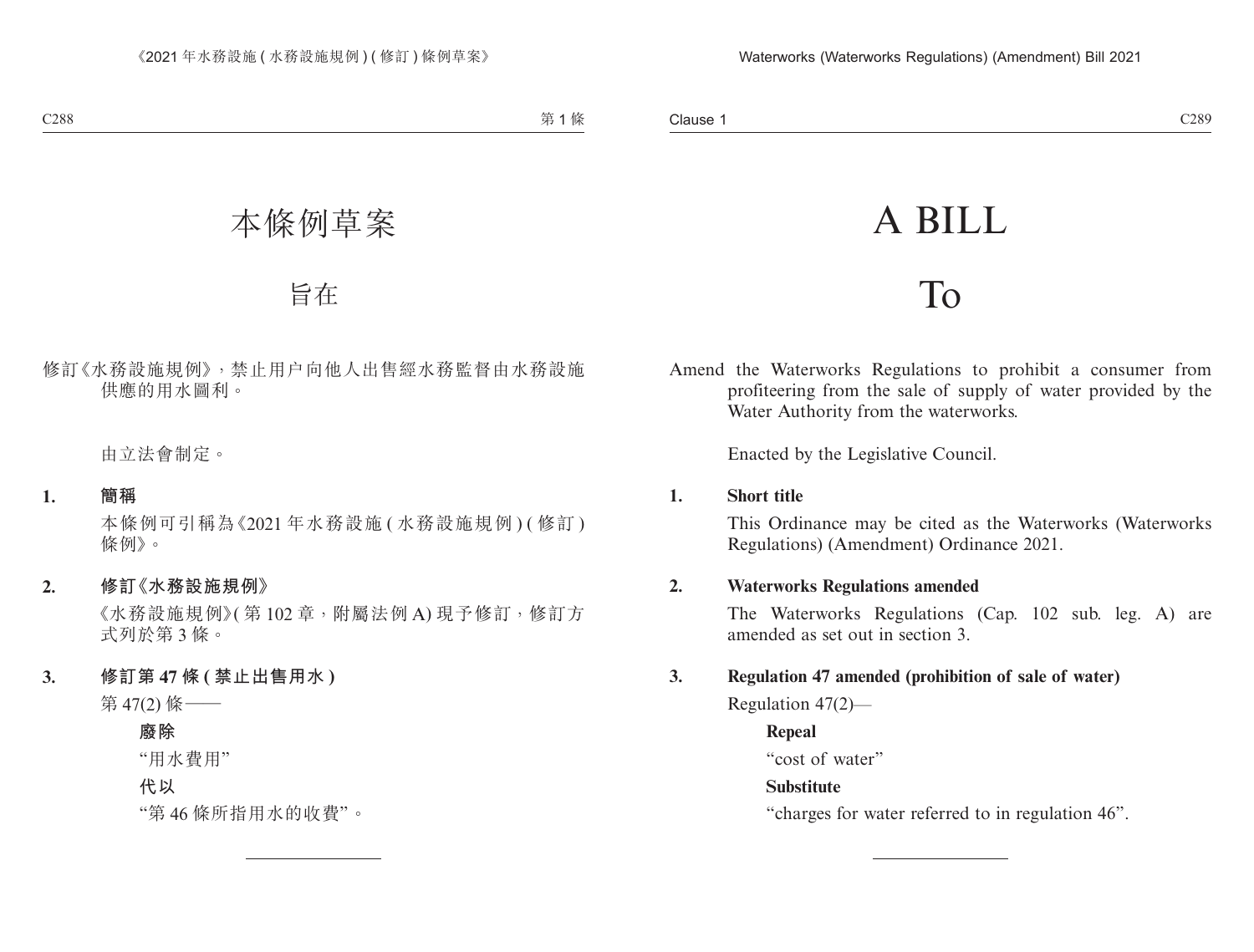# 本條例草案

# 旨在

修訂《水務設施規例》，禁止用户向他人出售經水務監督由水務設施供應的用水圖利。

由立法會制定。

**1. 簡稱**

本條例可引稱為《2021 年水務設施 (水務設施規例) (修訂) 條例》。

**2. 修訂《水務設施規例》**

《水務設施規例》(第 102 章，附屬法例 A) 現予修訂，修訂方式列於第 3 條。

**3. 修訂第 47 條 (禁止出售用水)**

第 47(2) 條——

**廢除**

“用水費用”

**代以**

“第 46 條所指用水的收費”。

---

# A BILL

# To

Amend the Waterworks Regulations to prohibit a consumer from profiteering from the sale of supply of water provided by the Water Authority from the waterworks.

Enacted by the Legislative Council.

**1. Short title**

This Ordinance may be cited as the Waterworks (Waterworks Regulations) (Amendment) Ordinance 2021.

**2. Waterworks Regulations amended**

The Waterworks Regulations (Cap. 102 sub. leg. A) are amended as set out in section 3.

**3. Regulation 47 amended (prohibition of sale of water)**

Regulation 47(2)—

**Repeal**

“cost of water”

**Substitute**

“charges for water referred to in regulation 46”.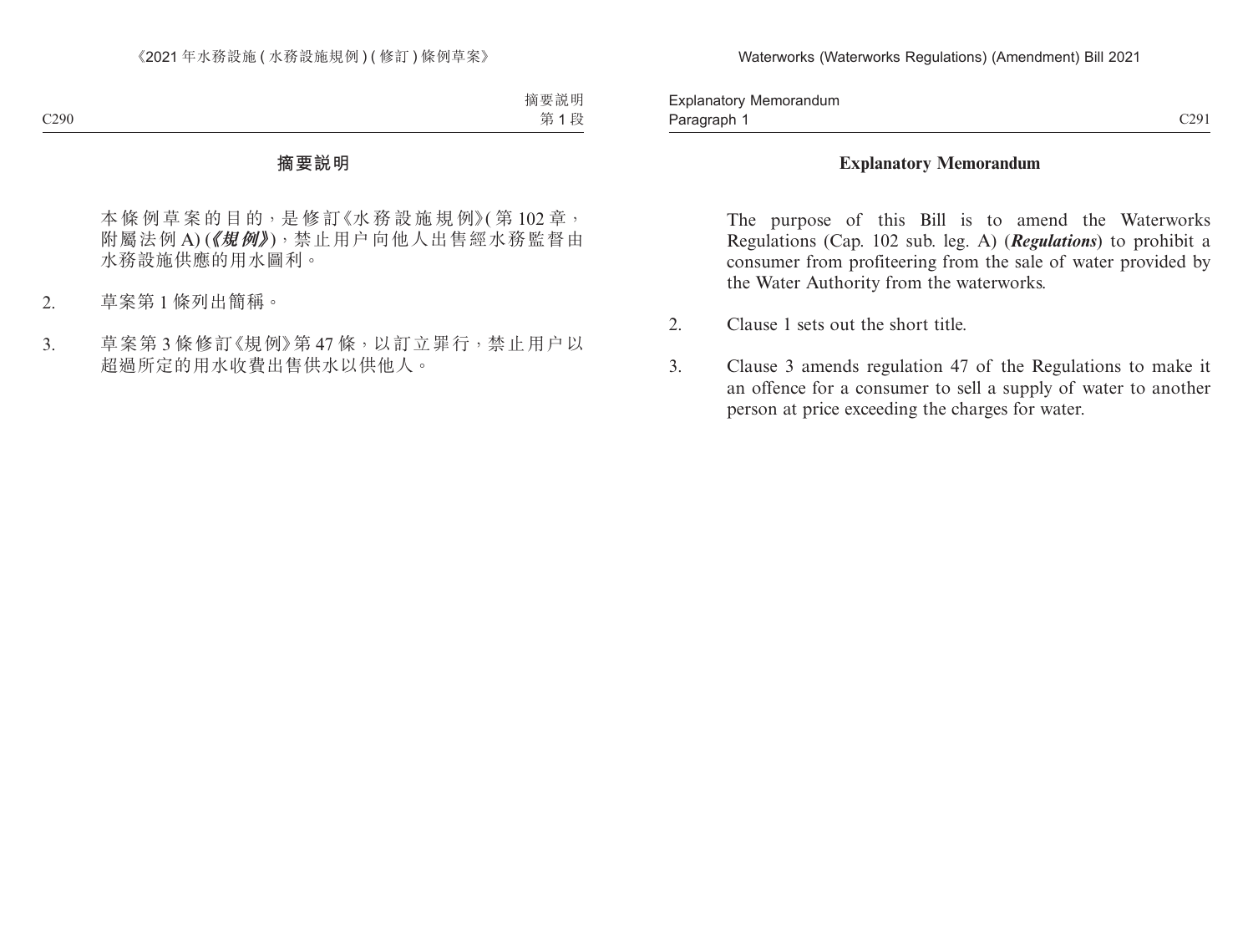## 摘要說明

本條例草案的目的，是修訂《水務設施規例》(第 102 章，附屬法例 A) (***《規例》***)，禁止用户向他人出售經水務監督由水務設施供應的用水圖利。

2. 草案第 1 條列出簡稱。

3. 草案第 3 條修訂《規例》第 47 條，以訂立罪行，禁止用户以超過所定的用水收費出售供水以供他人。

## Explanatory Memorandum

The purpose of this Bill is to amend the Waterworks Regulations (Cap. 102 sub. leg. A) (***Regulations***) to prohibit a consumer from profiteering from the sale of water provided by the Water Authority from the waterworks.

2. Clause 1 sets out the short title.

3. Clause 3 amends regulation 47 of the Regulations to make it an offence for a consumer to sell a supply of water to another person at price exceeding the charges for water.